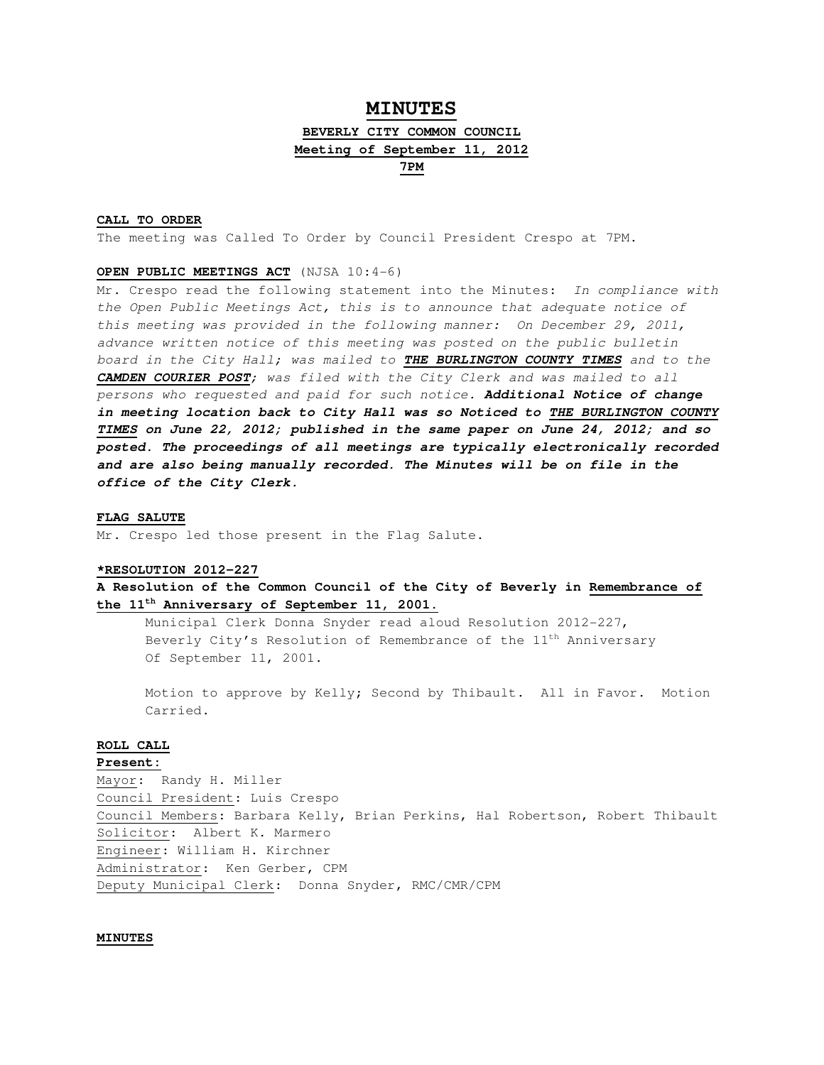# MINUTES

**BEVERLY CITY COMMON COUNCIL**

**Meeting of September 11, 2012**

**7PM**

**CALL TO ORDER**

The meeting was Called To Order by Council President Crespo at 7PM.

**OPEN PUBLIC MEETINGS ACT** (NJSA 10:4-6)

Mr. Crespo read the following statement into the Minutes: *In compliance with the Open Public Meetings Act, this is to announce that adequate notice of this meeting was provided in the following manner: On December 29, 2011, advance written notice of this meeting was posted on the public bulletin board in the City Hall; was mailed to* ***THE BURLINGTON COUNTY TIMES*** *and to the* ***CAMDEN COURIER POST****; was filed with the City Clerk and was mailed to all persons who requested and paid for such notice.* ***Additional Notice of change in meeting location back to City Hall was so Noticed to THE BURLINGTON COUNTY TIMES on June 22, 2012; published in the same paper on June 24, 2012; and so posted. The proceedings of all meetings are typically electronically recorded and are also being manually recorded. The Minutes will be on file in the office of the City Clerk.***

**FLAG SALUTE**

Mr. Crespo led those present in the Flag Salute.

**\*RESOLUTION 2012-227**

**A Resolution of the Common Council of the City of Beverly in Remembrance of the 11th Anniversary of September 11, 2001.**

Municipal Clerk Donna Snyder read aloud Resolution 2012-227, Beverly City's Resolution of Remembrance of the 11th Anniversary Of September 11, 2001.

Motion to approve by Kelly; Second by Thibault. All in Favor. Motion Carried.

**ROLL CALL**

**Present:**

Mayor: Randy H. Miller
Council President: Luis Crespo
Council Members: Barbara Kelly, Brian Perkins, Hal Robertson, Robert Thibault
Solicitor: Albert K. Marmero
Engineer: William H. Kirchner
Administrator: Ken Gerber, CPM
Deputy Municipal Clerk: Donna Snyder, RMC/CMR/CPM

**MINUTES**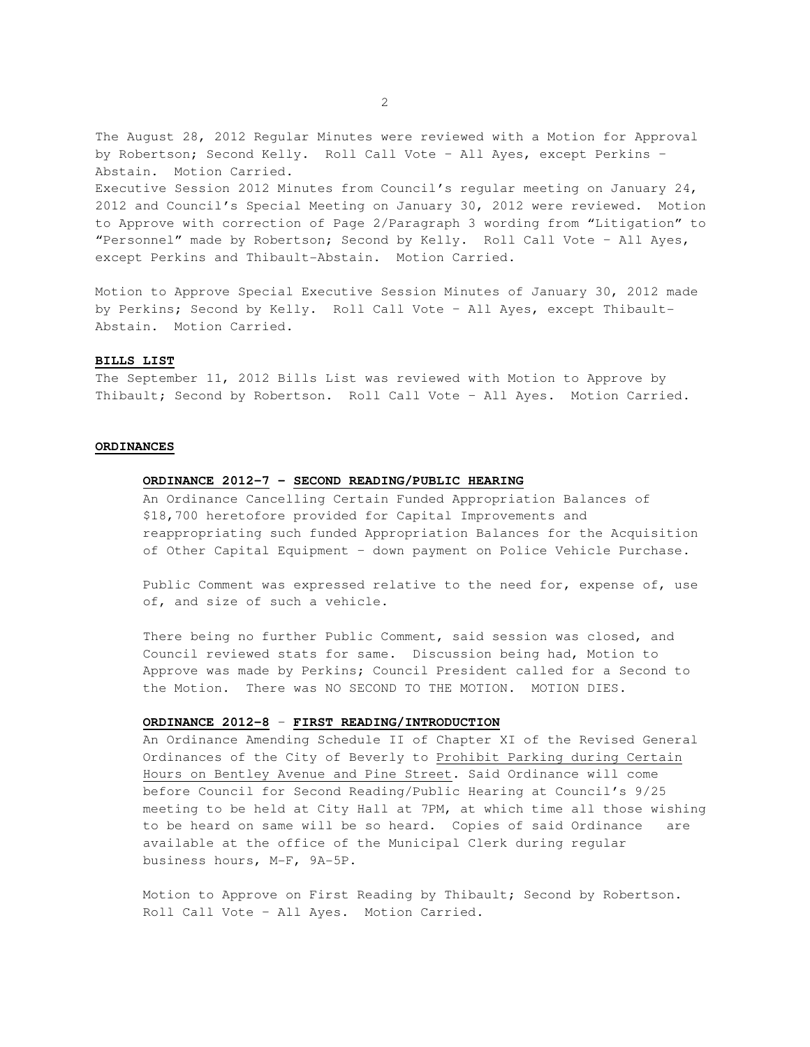The August 28, 2012 Regular Minutes were reviewed with a Motion for Approval by Robertson; Second Kelly. Roll Call Vote – All Ayes, except Perkins – Abstain. Motion Carried.

Executive Session 2012 Minutes from Council's regular meeting on January 24, 2012 and Council's Special Meeting on January 30, 2012 were reviewed. Motion to Approve with correction of Page 2/Paragraph 3 wording from "Litigation" to "Personnel" made by Robertson; Second by Kelly. Roll Call Vote – All Ayes, except Perkins and Thibault-Abstain. Motion Carried.

Motion to Approve Special Executive Session Minutes of January 30, 2012 made by Perkins; Second by Kelly. Roll Call Vote – All Ayes, except Thibault-Abstain. Motion Carried.

**BILLS LIST**

The September 11, 2012 Bills List was reviewed with Motion to Approve by Thibault; Second by Robertson. Roll Call Vote – All Ayes. Motion Carried.

**ORDINANCES**

**ORDINANCE 2012-7 – SECOND READING/PUBLIC HEARING**

An Ordinance Cancelling Certain Funded Appropriation Balances of $18,700 heretofore provided for Capital Improvements and reappropriating such funded Appropriation Balances for the Acquisition of Other Capital Equipment – down payment on Police Vehicle Purchase.

Public Comment was expressed relative to the need for, expense of, use of, and size of such a vehicle.

There being no further Public Comment, said session was closed, and Council reviewed stats for same. Discussion being had, Motion to Approve was made by Perkins; Council President called for a Second to the Motion. There was NO SECOND TO THE MOTION. MOTION DIES.

**ORDINANCE 2012-8 – FIRST READING/INTRODUCTION**

An Ordinance Amending Schedule II of Chapter XI of the Revised General Ordinances of the City of Beverly to Prohibit Parking during Certain Hours on Bentley Avenue and Pine Street. Said Ordinance will come before Council for Second Reading/Public Hearing at Council's 9/25 meeting to be held at City Hall at 7PM, at which time all those wishing to be heard on same will be so heard. Copies of said Ordinance are available at the office of the Municipal Clerk during regular business hours, M-F, 9A-5P.

Motion to Approve on First Reading by Thibault; Second by Robertson. Roll Call Vote – All Ayes. Motion Carried.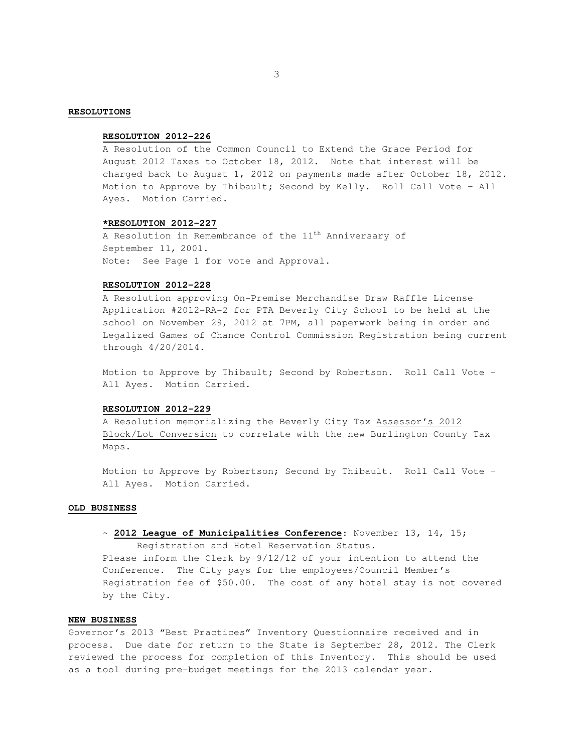## RESOLUTIONS

### RESOLUTION 2012-226

A Resolution of the Common Council to Extend the Grace Period for August 2012 Taxes to October 18, 2012. Note that interest will be charged back to August 1, 2012 on payments made after October 18, 2012. Motion to Approve by Thibault; Second by Kelly. Roll Call Vote – All Ayes. Motion Carried.

### *RESOLUTION 2012-227

A Resolution in Remembrance of the 11th Anniversary of September 11, 2001.
Note: See Page 1 for vote and Approval.

### RESOLUTION 2012-228

A Resolution approving On-Premise Merchandise Draw Raffle License Application #2012-RA-2 for PTA Beverly City School to be held at the school on November 29, 2012 at 7PM, all paperwork being in order and Legalized Games of Chance Control Commission Registration being current through 4/20/2014.

Motion to Approve by Thibault; Second by Robertson. Roll Call Vote – All Ayes. Motion Carried.

### RESOLUTION 2012-229

A Resolution memorializing the Beverly City Tax Assessor's 2012 Block/Lot Conversion to correlate with the new Burlington County Tax Maps.

Motion to Approve by Robertson; Second by Thibault. Roll Call Vote – All Ayes. Motion Carried.

## OLD BUSINESS

~ **2012 League of Municipalities Conference**: November 13, 14, 15; Registration and Hotel Reservation Status.
Please inform the Clerk by 9/12/12 of your intention to attend the Conference. The City pays for the employees/Council Member's Registration fee of $50.00. The cost of any hotel stay is not covered by the City.

## NEW BUSINESS

Governor's 2013 "Best Practices" Inventory Questionnaire received and in process. Due date for return to the State is September 28, 2012. The Clerk reviewed the process for completion of this Inventory. This should be used as a tool during pre-budget meetings for the 2013 calendar year.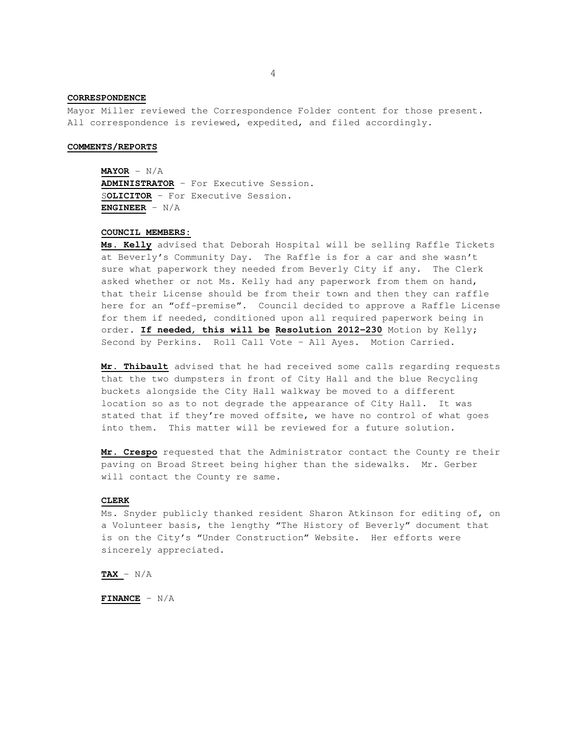**CORRESPONDENCE**

Mayor Miller reviewed the Correspondence Folder content for those present. All correspondence is reviewed, expedited, and filed accordingly.

**COMMENTS/REPORTS**

**MAYOR** – N/A
**ADMINISTRATOR** – For Executive Session.
S**OLICITOR** – For Executive Session.
**ENGINEER** – N/A

**COUNCIL MEMBERS:**

**Ms. Kelly** advised that Deborah Hospital will be selling Raffle Tickets at Beverly's Community Day. The Raffle is for a car and she wasn't sure what paperwork they needed from Beverly City if any. The Clerk asked whether or not Ms. Kelly had any paperwork from them on hand, that their License should be from their town and then they can raffle here for an "off-premise". Council decided to approve a Raffle License for them if needed, conditioned upon all required paperwork being in order. **If needed, this will be Resolution 2012-230** Motion by Kelly; Second by Perkins. Roll Call Vote – All Ayes. Motion Carried.

**Mr. Thibault** advised that he had received some calls regarding requests that the two dumpsters in front of City Hall and the blue Recycling buckets alongside the City Hall walkway be moved to a different location so as to not degrade the appearance of City Hall. It was stated that if they're moved offsite, we have no control of what goes into them. This matter will be reviewed for a future solution.

**Mr. Crespo** requested that the Administrator contact the County re their paving on Broad Street being higher than the sidewalks. Mr. Gerber will contact the County re same.

**CLERK**

Ms. Snyder publicly thanked resident Sharon Atkinson for editing of, on a Volunteer basis, the lengthy "The History of Beverly" document that is on the City's "Under Construction" Website. Her efforts were sincerely appreciated.

**TAX** – N/A

**FINANCE** – N/A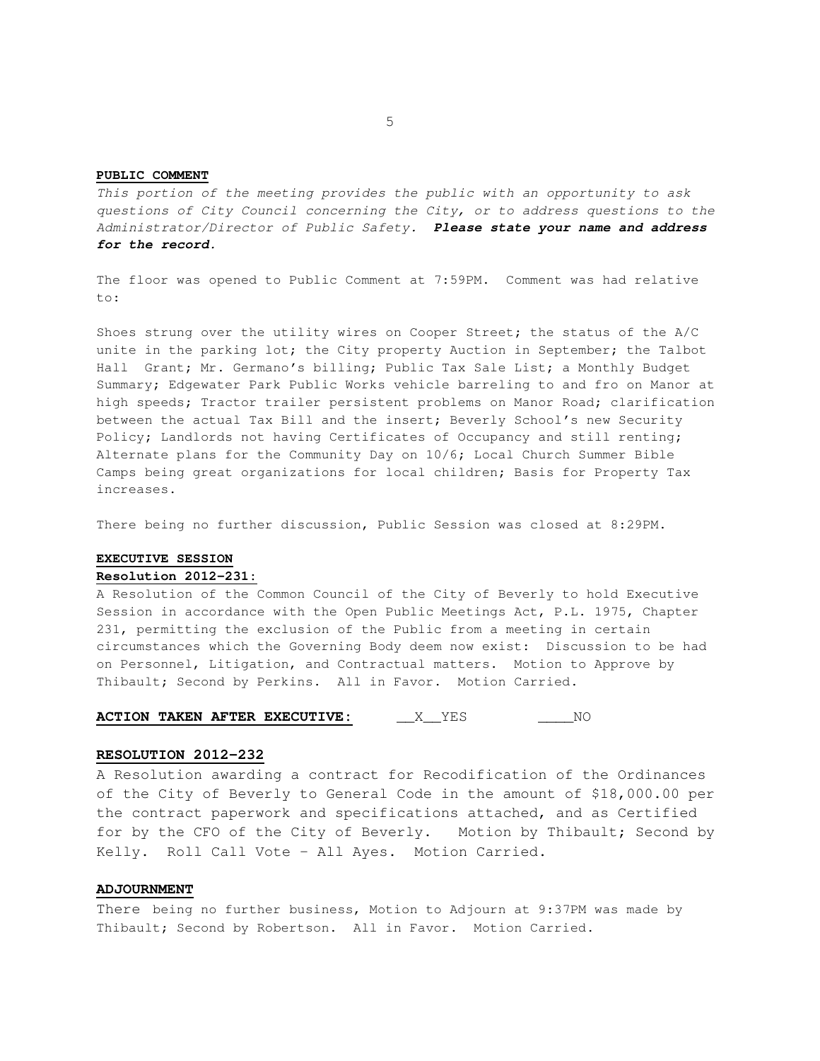**PUBLIC COMMENT**

*This portion of the meeting provides the public with an opportunity to ask questions of City Council concerning the City, or to address questions to the Administrator/Director of Public Safety.* ***Please state your name and address for the record.***

The floor was opened to Public Comment at 7:59PM. Comment was had relative to:

Shoes strung over the utility wires on Cooper Street; the status of the A/C unite in the parking lot; the City property Auction in September; the Talbot Hall Grant; Mr. Germano's billing; Public Tax Sale List; a Monthly Budget Summary; Edgewater Park Public Works vehicle barreling to and fro on Manor at high speeds; Tractor trailer persistent problems on Manor Road; clarification between the actual Tax Bill and the insert; Beverly School's new Security Policy; Landlords not having Certificates of Occupancy and still renting; Alternate plans for the Community Day on 10/6; Local Church Summer Bible Camps being great organizations for local children; Basis for Property Tax increases.

There being no further discussion, Public Session was closed at 8:29PM.

**EXECUTIVE SESSION**

**Resolution 2012-231:**

A Resolution of the Common Council of the City of Beverly to hold Executive Session in accordance with the Open Public Meetings Act, P.L. 1975, Chapter 231, permitting the exclusion of the Public from a meeting in certain circumstances which the Governing Body deem now exist: Discussion to be had on Personnel, Litigation, and Contractual matters. Motion to Approve by Thibault; Second by Perkins. All in Favor. Motion Carried.

**ACTION TAKEN AFTER EXECUTIVE:** \_\_X\_\_YES \_\_\_\_NO

**RESOLUTION 2012-232**

A Resolution awarding a contract for Recodification of the Ordinances of the City of Beverly to General Code in the amount of $18,000.00 per the contract paperwork and specifications attached, and as Certified for by the CFO of the City of Beverly. Motion by Thibault; Second by Kelly. Roll Call Vote – All Ayes. Motion Carried.

**ADJOURNMENT**

There being no further business, Motion to Adjourn at 9:37PM was made by Thibault; Second by Robertson. All in Favor. Motion Carried.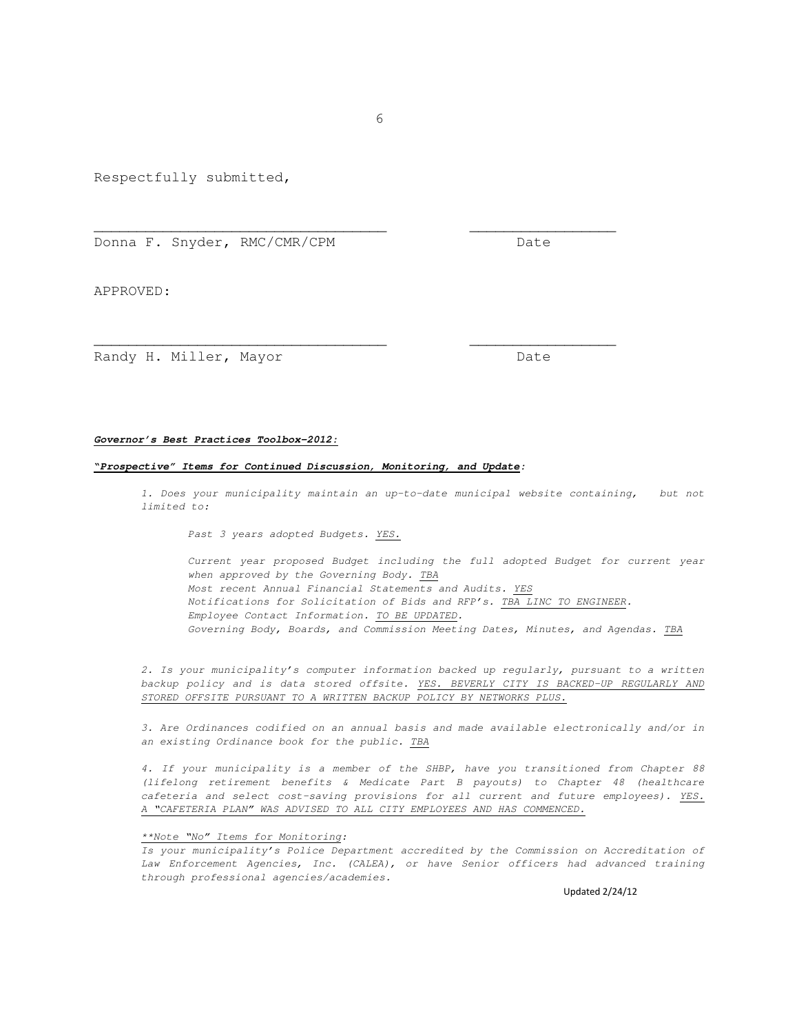Respectfully submitted,

\_\_\_\_\_\_\_\_\_\_\_\_\_\_\_\_\_\_\_\_\_\_\_\_\_\_\_\_\_\_\_\_\_\_ \_\_\_\_\_\_\_\_\_\_\_\_\_\_\_\_\_

Donna F. Snyder, RMC/CMR/CPM Date

APPROVED:

\_\_\_\_\_\_\_\_\_\_\_\_\_\_\_\_\_\_\_\_\_\_\_\_\_\_\_\_\_\_\_\_\_\_ \_\_\_\_\_\_\_\_\_\_\_\_\_\_\_\_\_

Randy H. Miller, Mayor Date

***Governor's Best Practices Toolbox-2012:***

***"Prospective" Items for Continued Discussion, Monitoring, and Update:***

*1. Does your municipality maintain an up-to-date municipal website containing, but not limited to:*

*Past 3 years adopted Budgets. YES.*

*Current year proposed Budget including the full adopted Budget for current year when approved by the Governing Body. TBA*
*Most recent Annual Financial Statements and Audits. YES*
*Notifications for Solicitation of Bids and RFP's. TBA LINC TO ENGINEER.*
*Employee Contact Information. TO BE UPDATED.*
*Governing Body, Boards, and Commission Meeting Dates, Minutes, and Agendas. TBA*

*2. Is your municipality's computer information backed up regularly, pursuant to a written backup policy and is data stored offsite. YES. BEVERLY CITY IS BACKED-UP REGULARLY AND STORED OFFSITE PURSUANT TO A WRITTEN BACKUP POLICY BY NETWORKS PLUS.*

*3. Are Ordinances codified on an annual basis and made available electronically and/or in an existing Ordinance book for the public. TBA*

*4. If your municipality is a member of the SHBP, have you transitioned from Chapter 88 (lifelong retirement benefits & Medicate Part B payouts) to Chapter 48 (healthcare cafeteria and select cost-saving provisions for all current and future employees). YES. A "CAFETERIA PLAN" WAS ADVISED TO ALL CITY EMPLOYEES AND HAS COMMENCED.*

*\*\*Note "No" Items for Monitoring:*
*Is your municipality's Police Department accredited by the Commission on Accreditation of Law Enforcement Agencies, Inc. (CALEA), or have Senior officers had advanced training through professional agencies/academies.*

Updated 2/24/12